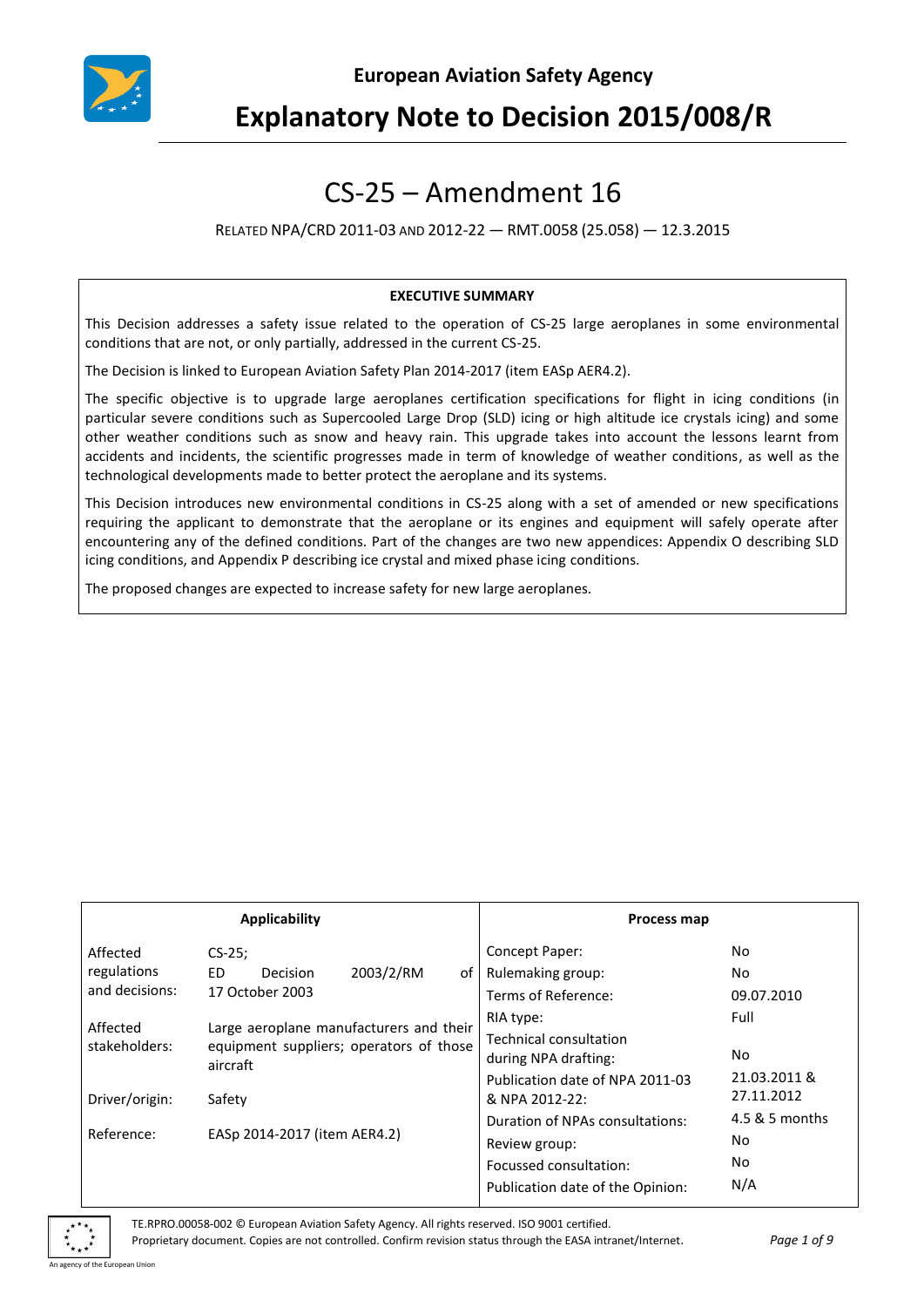European Aviation Safety Agency

# Explanatory Note to Decision 2015/008/R

## CS-25 – Amendment 16

RELATED NPA/CRD 2011-03 AND 2012-22 — RMT.0058 (25.058) — 12.3.2015

**EXECUTIVE SUMMARY**

This Decision addresses a safety issue related to the operation of CS-25 large aeroplanes in some environmental conditions that are not, or only partially, addressed in the current CS-25.

The Decision is linked to European Aviation Safety Plan 2014-2017 (item EASp AER4.2).

The specific objective is to upgrade large aeroplanes certification specifications for flight in icing conditions (in particular severe conditions such as Supercooled Large Drop (SLD) icing or high altitude ice crystals icing) and some other weather conditions such as snow and heavy rain. This upgrade takes into account the lessons learnt from accidents and incidents, the scientific progresses made in term of knowledge of weather conditions, as well as the technological developments made to better protect the aeroplane and its systems.

This Decision introduces new environmental conditions in CS-25 along with a set of amended or new specifications requiring the applicant to demonstrate that the aeroplane or its engines and equipment will safely operate after encountering any of the defined conditions. Part of the changes are two new appendices: Appendix O describing SLD icing conditions, and Appendix P describing ice crystal and mixed phase icing conditions.

The proposed changes are expected to increase safety for new large aeroplanes.

| Applicability | | Process map | |
|---|---|---|---|
| Affected regulations and decisions: | CS-25; ED Decision 2003/2/RM of 17 October 2003 | Concept Paper: | No |
| | | Rulemaking group: | No |
| | | Terms of Reference: | 09.07.2010 |
| Affected stakeholders: | Large aeroplane manufacturers and their equipment suppliers; operators of those aircraft | RIA type: | Full |
| | | Technical consultation during NPA drafting: | No |
| Driver/origin: | Safety | Publication date of NPA 2011-03 & NPA 2012-22: | 21.03.2011 & 27.11.2012 |
| Reference: | EASp 2014-2017 (item AER4.2) | Duration of NPAs consultations: | 4.5 & 5 months |
| | | Review group: | No |
| | | Focussed consultation: | No |
| | | Publication date of the Opinion: | N/A |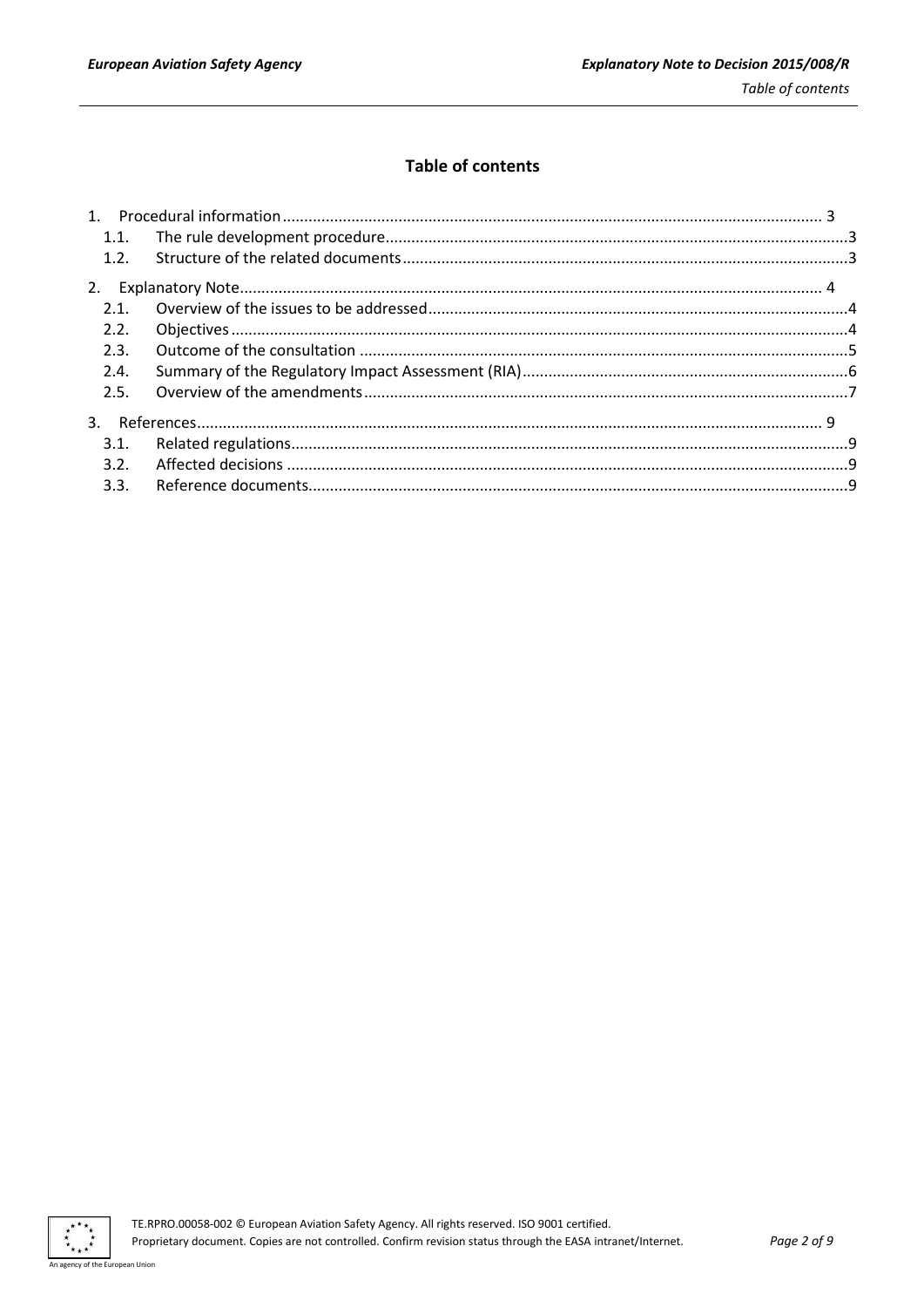# Table of contents

1. Procedural information ........................................................................................................................ 3
   1.1. The rule development procedure ..........................................................................................................3
   1.2. Structure of the related documents ......................................................................................................3
2. Explanatory Note ...................................................................................................................................... 4
   2.1. Overview of the issues to be addressed ................................................................................................4
   2.2. Objectives .............................................................................................................................................4
   2.3. Outcome of the consultation ................................................................................................................5
   2.4. Summary of the Regulatory Impact Assessment (RIA) ...........................................................................6
   2.5. Overview of the amendments ...............................................................................................................7
3. References ................................................................................................................................................ 9
   3.1. Related regulations ................................................................................................................................9
   3.2. Affected decisions .................................................................................................................................9
   3.3. Reference documents ............................................................................................................................9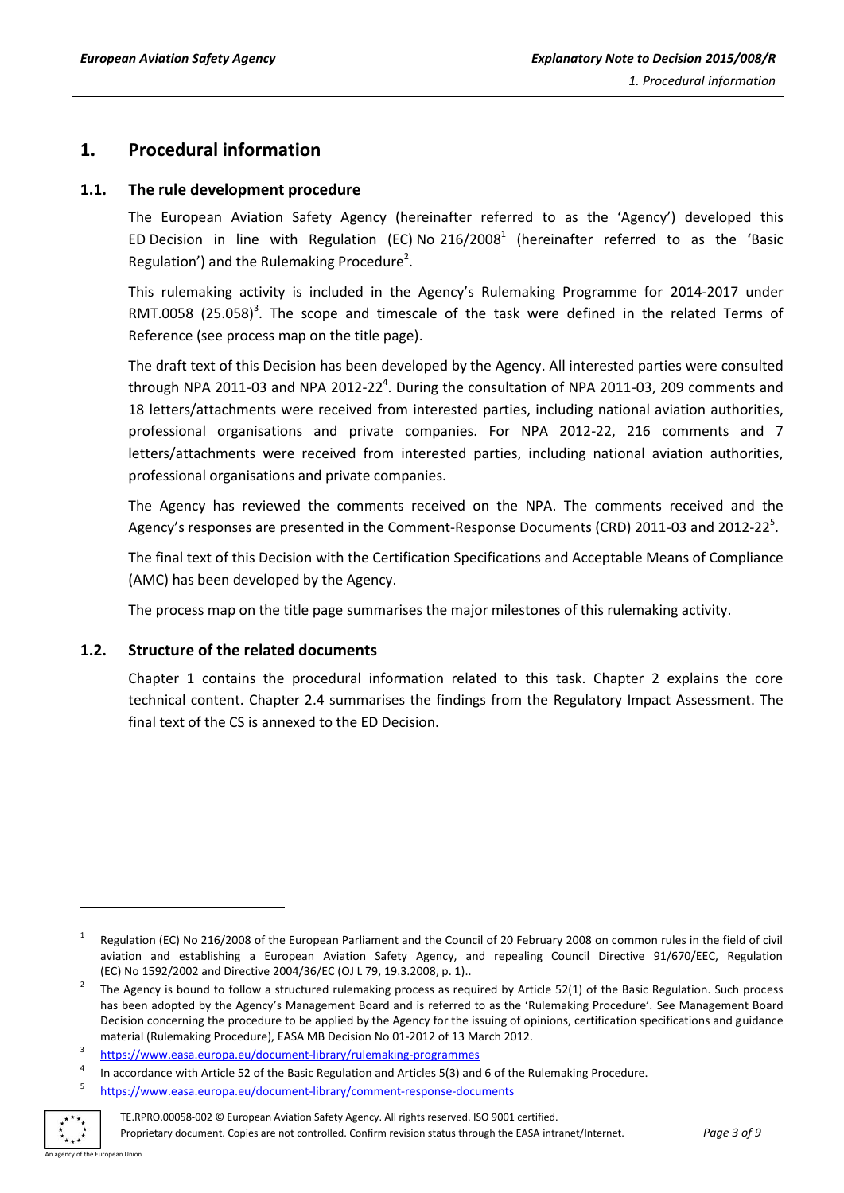# 1. Procedural information

## 1.1. The rule development procedure

The European Aviation Safety Agency (hereinafter referred to as the 'Agency') developed this ED Decision in line with Regulation (EC) No 216/2008[1] (hereinafter referred to as the 'Basic Regulation') and the Rulemaking Procedure[2].

This rulemaking activity is included in the Agency's Rulemaking Programme for 2014-2017 under RMT.0058 (25.058)[3]. The scope and timescale of the task were defined in the related Terms of Reference (see process map on the title page).

The draft text of this Decision has been developed by the Agency. All interested parties were consulted through NPA 2011-03 and NPA 2012-22[4]. During the consultation of NPA 2011-03, 209 comments and 18 letters/attachments were received from interested parties, including national aviation authorities, professional organisations and private companies. For NPA 2012-22, 216 comments and 7 letters/attachments were received from interested parties, including national aviation authorities, professional organisations and private companies.

The Agency has reviewed the comments received on the NPA. The comments received and the Agency's responses are presented in the Comment-Response Documents (CRD) 2011-03 and 2012-22[5].

The final text of this Decision with the Certification Specifications and Acceptable Means of Compliance (AMC) has been developed by the Agency.

The process map on the title page summarises the major milestones of this rulemaking activity.

## 1.2. Structure of the related documents

Chapter 1 contains the procedural information related to this task. Chapter 2 explains the core technical content. Chapter 2.4 summarises the findings from the Regulatory Impact Assessment. The final text of the CS is annexed to the ED Decision.

---

[1] Regulation (EC) No 216/2008 of the European Parliament and the Council of 20 February 2008 on common rules in the field of civil aviation and establishing a European Aviation Safety Agency, and repealing Council Directive 91/670/EEC, Regulation (EC) No 1592/2002 and Directive 2004/36/EC (OJ L 79, 19.3.2008, p. 1)..

[2] The Agency is bound to follow a structured rulemaking process as required by Article 52(1) of the Basic Regulation. Such process has been adopted by the Agency's Management Board and is referred to as the 'Rulemaking Procedure'. See Management Board Decision concerning the procedure to be applied by the Agency for the issuing of opinions, certification specifications and guidance material (Rulemaking Procedure), EASA MB Decision No 01-2012 of 13 March 2012.

[3] https://www.easa.europa.eu/document-library/rulemaking-programmes

[4] In accordance with Article 52 of the Basic Regulation and Articles 5(3) and 6 of the Rulemaking Procedure.

[5] https://www.easa.europa.eu/document-library/comment-response-documents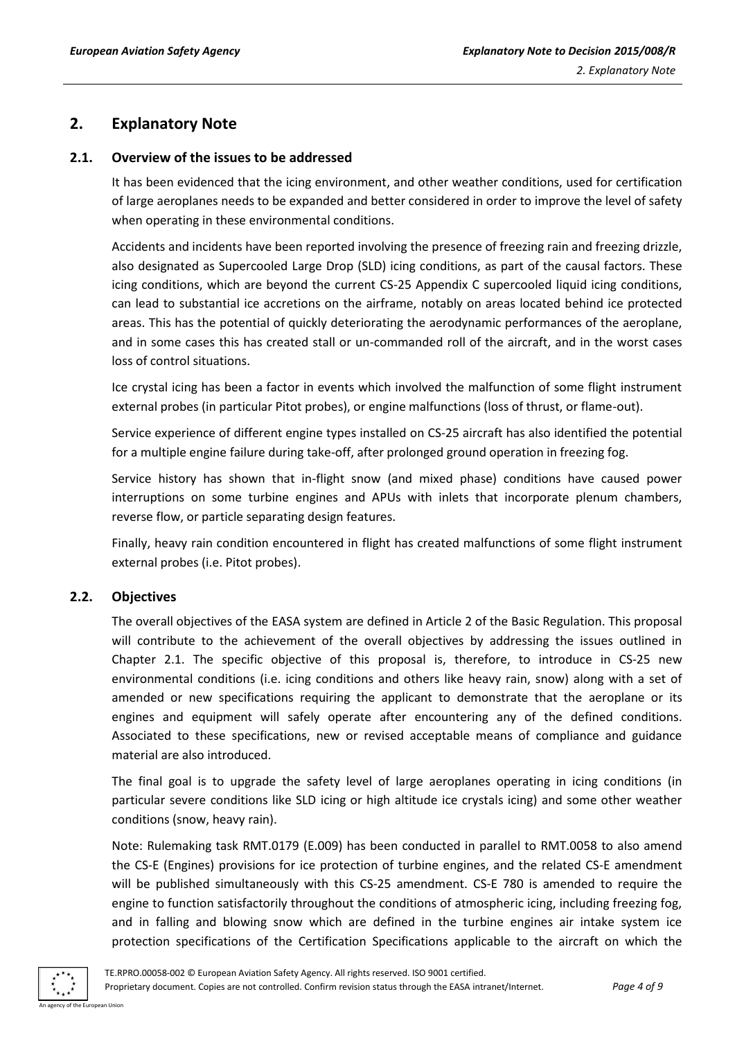## 2. Explanatory Note

### 2.1. Overview of the issues to be addressed

It has been evidenced that the icing environment, and other weather conditions, used for certification of large aeroplanes needs to be expanded and better considered in order to improve the level of safety when operating in these environmental conditions.

Accidents and incidents have been reported involving the presence of freezing rain and freezing drizzle, also designated as Supercooled Large Drop (SLD) icing conditions, as part of the causal factors. These icing conditions, which are beyond the current CS-25 Appendix C supercooled liquid icing conditions, can lead to substantial ice accretions on the airframe, notably on areas located behind ice protected areas. This has the potential of quickly deteriorating the aerodynamic performances of the aeroplane, and in some cases this has created stall or un-commanded roll of the aircraft, and in the worst cases loss of control situations.

Ice crystal icing has been a factor in events which involved the malfunction of some flight instrument external probes (in particular Pitot probes), or engine malfunctions (loss of thrust, or flame-out).

Service experience of different engine types installed on CS-25 aircraft has also identified the potential for a multiple engine failure during take-off, after prolonged ground operation in freezing fog.

Service history has shown that in-flight snow (and mixed phase) conditions have caused power interruptions on some turbine engines and APUs with inlets that incorporate plenum chambers, reverse flow, or particle separating design features.

Finally, heavy rain condition encountered in flight has created malfunctions of some flight instrument external probes (i.e. Pitot probes).

### 2.2. Objectives

The overall objectives of the EASA system are defined in Article 2 of the Basic Regulation. This proposal will contribute to the achievement of the overall objectives by addressing the issues outlined in Chapter 2.1. The specific objective of this proposal is, therefore, to introduce in CS-25 new environmental conditions (i.e. icing conditions and others like heavy rain, snow) along with a set of amended or new specifications requiring the applicant to demonstrate that the aeroplane or its engines and equipment will safely operate after encountering any of the defined conditions. Associated to these specifications, new or revised acceptable means of compliance and guidance material are also introduced.

The final goal is to upgrade the safety level of large aeroplanes operating in icing conditions (in particular severe conditions like SLD icing or high altitude ice crystals icing) and some other weather conditions (snow, heavy rain).

Note: Rulemaking task RMT.0179 (E.009) has been conducted in parallel to RMT.0058 to also amend the CS-E (Engines) provisions for ice protection of turbine engines, and the related CS-E amendment will be published simultaneously with this CS-25 amendment. CS-E 780 is amended to require the engine to function satisfactorily throughout the conditions of atmospheric icing, including freezing fog, and in falling and blowing snow which are defined in the turbine engines air intake system ice protection specifications of the Certification Specifications applicable to the aircraft on which the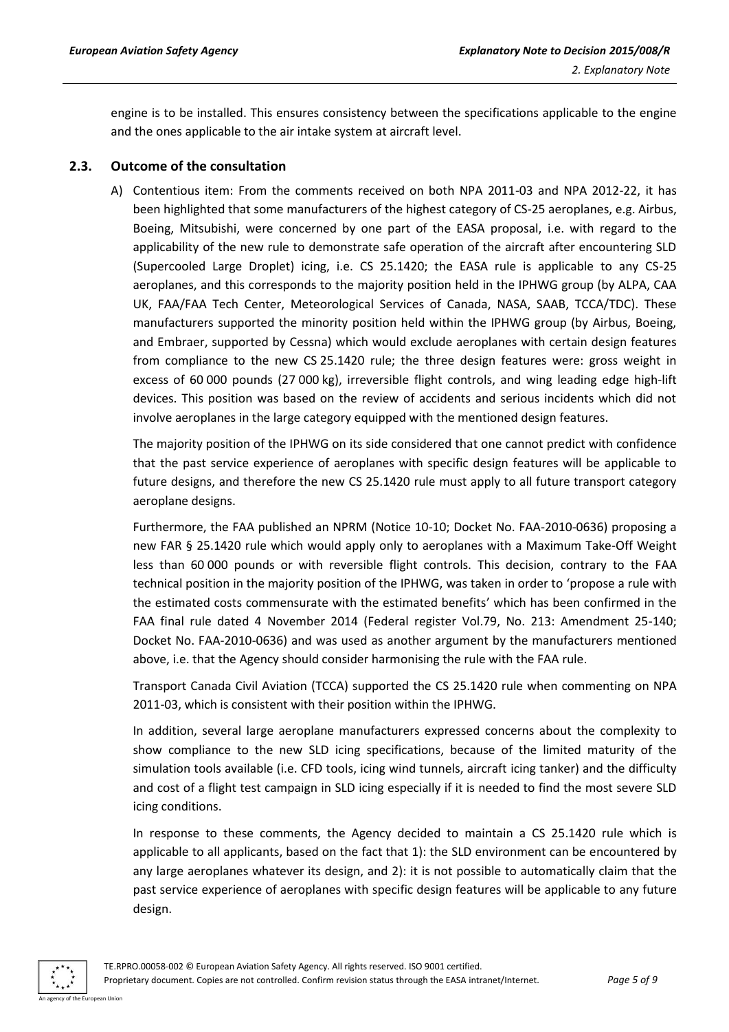engine is to be installed. This ensures consistency between the specifications applicable to the engine and the ones applicable to the air intake system at aircraft level.

## 2.3. Outcome of the consultation

A) Contentious item: From the comments received on both NPA 2011-03 and NPA 2012-22, it has been highlighted that some manufacturers of the highest category of CS-25 aeroplanes, e.g. Airbus, Boeing, Mitsubishi, were concerned by one part of the EASA proposal, i.e. with regard to the applicability of the new rule to demonstrate safe operation of the aircraft after encountering SLD (Supercooled Large Droplet) icing, i.e. CS 25.1420; the EASA rule is applicable to any CS-25 aeroplanes, and this corresponds to the majority position held in the IPHWG group (by ALPA, CAA UK, FAA/FAA Tech Center, Meteorological Services of Canada, NASA, SAAB, TCCA/TDC). These manufacturers supported the minority position held within the IPHWG group (by Airbus, Boeing, and Embraer, supported by Cessna) which would exclude aeroplanes with certain design features from compliance to the new CS 25.1420 rule; the three design features were: gross weight in excess of 60 000 pounds (27 000 kg), irreversible flight controls, and wing leading edge high-lift devices. This position was based on the review of accidents and serious incidents which did not involve aeroplanes in the large category equipped with the mentioned design features.

   The majority position of the IPHWG on its side considered that one cannot predict with confidence that the past service experience of aeroplanes with specific design features will be applicable to future designs, and therefore the new CS 25.1420 rule must apply to all future transport category aeroplane designs.

   Furthermore, the FAA published an NPRM (Notice 10-10; Docket No. FAA-2010-0636) proposing a new FAR § 25.1420 rule which would apply only to aeroplanes with a Maximum Take-Off Weight less than 60 000 pounds or with reversible flight controls. This decision, contrary to the FAA technical position in the majority position of the IPHWG, was taken in order to 'propose a rule with the estimated costs commensurate with the estimated benefits' which has been confirmed in the FAA final rule dated 4 November 2014 (Federal register Vol.79, No. 213: Amendment 25-140; Docket No. FAA-2010-0636) and was used as another argument by the manufacturers mentioned above, i.e. that the Agency should consider harmonising the rule with the FAA rule.

   Transport Canada Civil Aviation (TCCA) supported the CS 25.1420 rule when commenting on NPA 2011-03, which is consistent with their position within the IPHWG.

   In addition, several large aeroplane manufacturers expressed concerns about the complexity to show compliance to the new SLD icing specifications, because of the limited maturity of the simulation tools available (i.e. CFD tools, icing wind tunnels, aircraft icing tanker) and the difficulty and cost of a flight test campaign in SLD icing especially if it is needed to find the most severe SLD icing conditions.

   In response to these comments, the Agency decided to maintain a CS 25.1420 rule which is applicable to all applicants, based on the fact that 1): the SLD environment can be encountered by any large aeroplanes whatever its design, and 2): it is not possible to automatically claim that the past service experience of aeroplanes with specific design features will be applicable to any future design.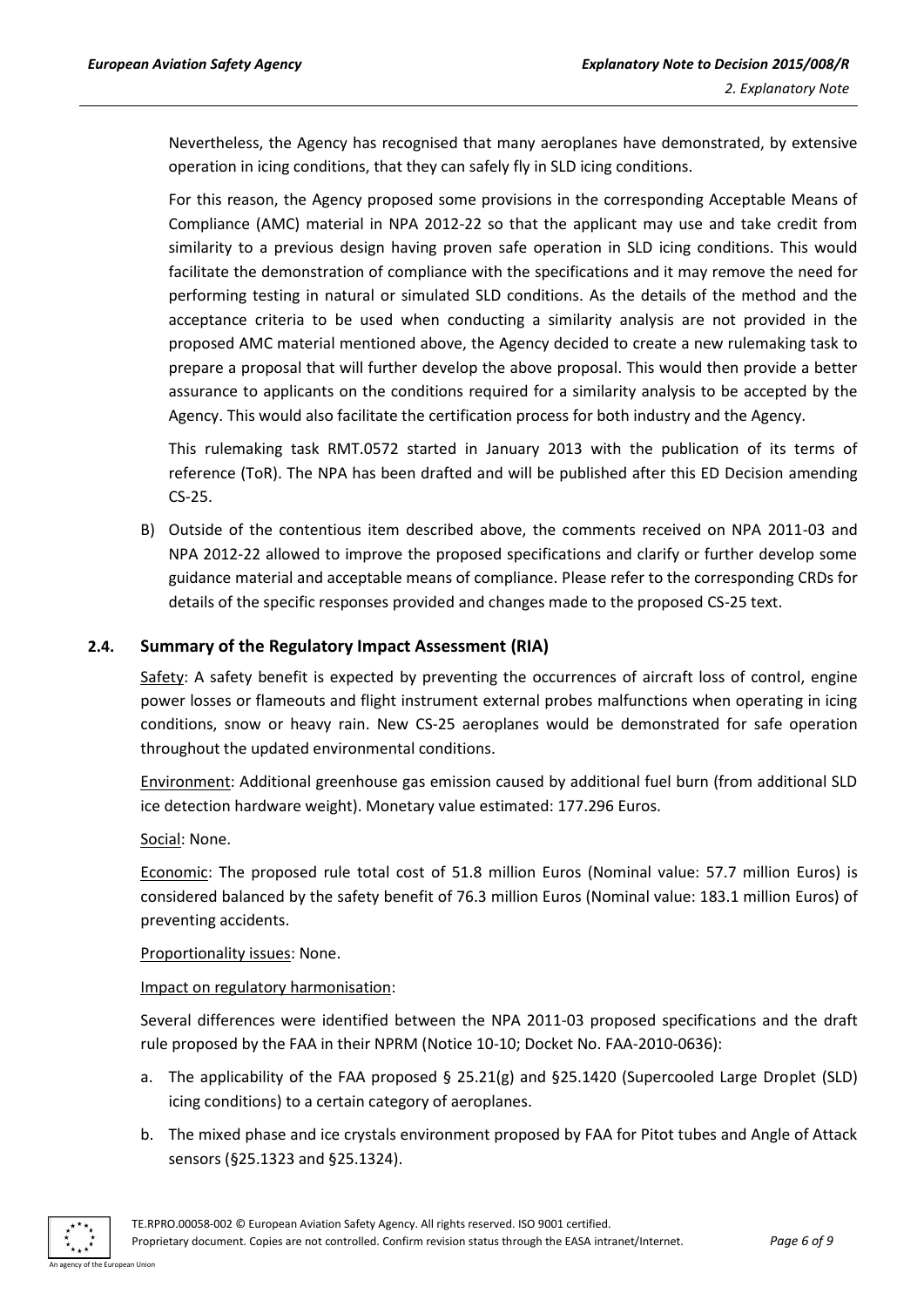Nevertheless, the Agency has recognised that many aeroplanes have demonstrated, by extensive operation in icing conditions, that they can safely fly in SLD icing conditions.

For this reason, the Agency proposed some provisions in the corresponding Acceptable Means of Compliance (AMC) material in NPA 2012-22 so that the applicant may use and take credit from similarity to a previous design having proven safe operation in SLD icing conditions. This would facilitate the demonstration of compliance with the specifications and it may remove the need for performing testing in natural or simulated SLD conditions. As the details of the method and the acceptance criteria to be used when conducting a similarity analysis are not provided in the proposed AMC material mentioned above, the Agency decided to create a new rulemaking task to prepare a proposal that will further develop the above proposal. This would then provide a better assurance to applicants on the conditions required for a similarity analysis to be accepted by the Agency. This would also facilitate the certification process for both industry and the Agency.

This rulemaking task RMT.0572 started in January 2013 with the publication of its terms of reference (ToR). The NPA has been drafted and will be published after this ED Decision amending CS-25.

B) Outside of the contentious item described above, the comments received on NPA 2011-03 and NPA 2012-22 allowed to improve the proposed specifications and clarify or further develop some guidance material and acceptable means of compliance. Please refer to the corresponding CRDs for details of the specific responses provided and changes made to the proposed CS-25 text.

## 2.4. Summary of the Regulatory Impact Assessment (RIA)

<u>Safety</u>: A safety benefit is expected by preventing the occurrences of aircraft loss of control, engine power losses or flameouts and flight instrument external probes malfunctions when operating in icing conditions, snow or heavy rain. New CS-25 aeroplanes would be demonstrated for safe operation throughout the updated environmental conditions.

<u>Environment</u>: Additional greenhouse gas emission caused by additional fuel burn (from additional SLD ice detection hardware weight). Monetary value estimated: 177.296 Euros.

<u>Social</u>: None.

<u>Economic</u>: The proposed rule total cost of 51.8 million Euros (Nominal value: 57.7 million Euros) is considered balanced by the safety benefit of 76.3 million Euros (Nominal value: 183.1 million Euros) of preventing accidents.

<u>Proportionality issues</u>: None.

<u>Impact on regulatory harmonisation</u>:

Several differences were identified between the NPA 2011-03 proposed specifications and the draft rule proposed by the FAA in their NPRM (Notice 10-10; Docket No. FAA-2010-0636):

a. The applicability of the FAA proposed § 25.21(g) and §25.1420 (Supercooled Large Droplet (SLD) icing conditions) to a certain category of aeroplanes.

b. The mixed phase and ice crystals environment proposed by FAA for Pitot tubes and Angle of Attack sensors (§25.1323 and §25.1324).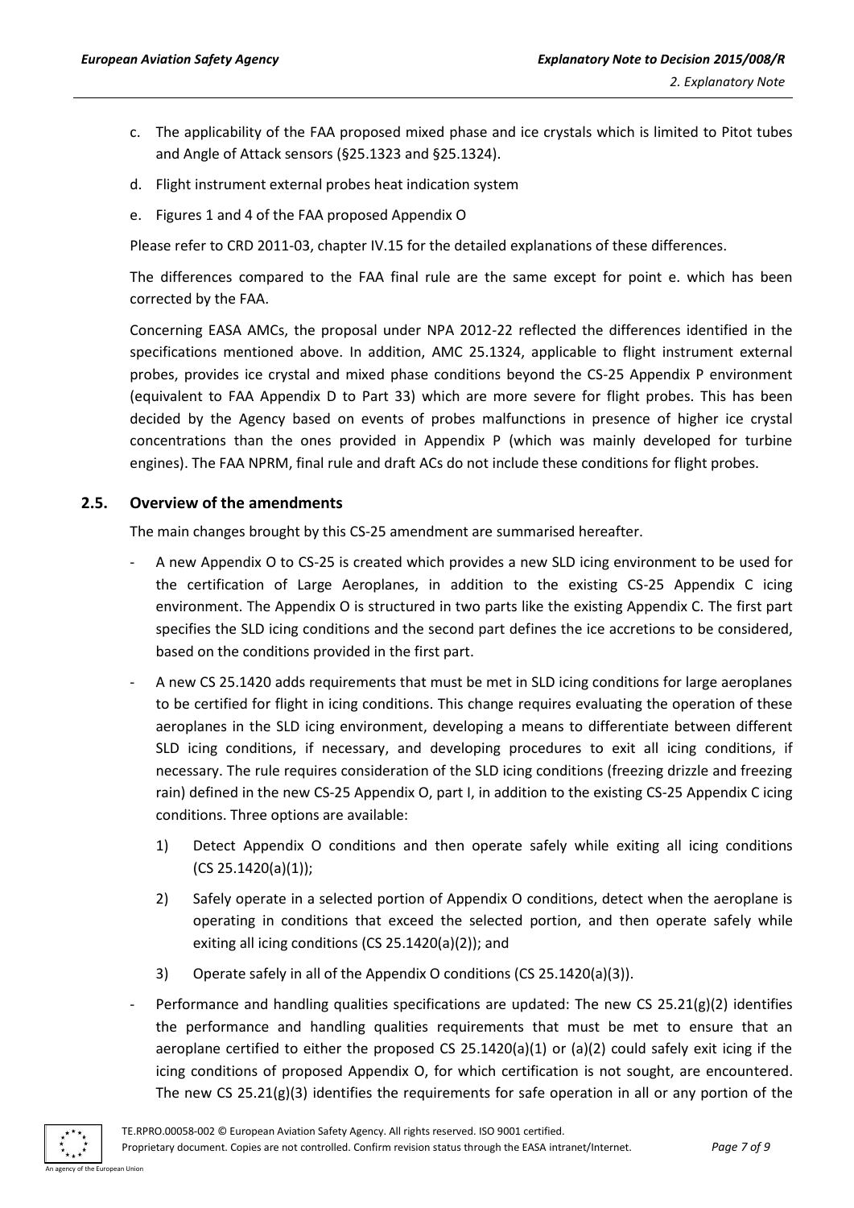c. The applicability of the FAA proposed mixed phase and ice crystals which is limited to Pitot tubes and Angle of Attack sensors (§25.1323 and §25.1324).

d. Flight instrument external probes heat indication system

e. Figures 1 and 4 of the FAA proposed Appendix O

Please refer to CRD 2011-03, chapter IV.15 for the detailed explanations of these differences.

The differences compared to the FAA final rule are the same except for point e. which has been corrected by the FAA.

Concerning EASA AMCs, the proposal under NPA 2012-22 reflected the differences identified in the specifications mentioned above. In addition, AMC 25.1324, applicable to flight instrument external probes, provides ice crystal and mixed phase conditions beyond the CS-25 Appendix P environment (equivalent to FAA Appendix D to Part 33) which are more severe for flight probes. This has been decided by the Agency based on events of probes malfunctions in presence of higher ice crystal concentrations than the ones provided in Appendix P (which was mainly developed for turbine engines). The FAA NPRM, final rule and draft ACs do not include these conditions for flight probes.

## 2.5. Overview of the amendments

The main changes brought by this CS-25 amendment are summarised hereafter.

- A new Appendix O to CS-25 is created which provides a new SLD icing environment to be used for the certification of Large Aeroplanes, in addition to the existing CS-25 Appendix C icing environment. The Appendix O is structured in two parts like the existing Appendix C. The first part specifies the SLD icing conditions and the second part defines the ice accretions to be considered, based on the conditions provided in the first part.
- A new CS 25.1420 adds requirements that must be met in SLD icing conditions for large aeroplanes to be certified for flight in icing conditions. This change requires evaluating the operation of these aeroplanes in the SLD icing environment, developing a means to differentiate between different SLD icing conditions, if necessary, and developing procedures to exit all icing conditions, if necessary. The rule requires consideration of the SLD icing conditions (freezing drizzle and freezing rain) defined in the new CS-25 Appendix O, part I, in addition to the existing CS-25 Appendix C icing conditions. Three options are available:
  1) Detect Appendix O conditions and then operate safely while exiting all icing conditions (CS 25.1420(a)(1));
  2) Safely operate in a selected portion of Appendix O conditions, detect when the aeroplane is operating in conditions that exceed the selected portion, and then operate safely while exiting all icing conditions (CS 25.1420(a)(2)); and
  3) Operate safely in all of the Appendix O conditions (CS 25.1420(a)(3)).
- Performance and handling qualities specifications are updated: The new CS 25.21(g)(2) identifies the performance and handling qualities requirements that must be met to ensure that an aeroplane certified to either the proposed CS 25.1420(a)(1) or (a)(2) could safely exit icing if the icing conditions of proposed Appendix O, for which certification is not sought, are encountered. The new CS 25.21(g)(3) identifies the requirements for safe operation in all or any portion of the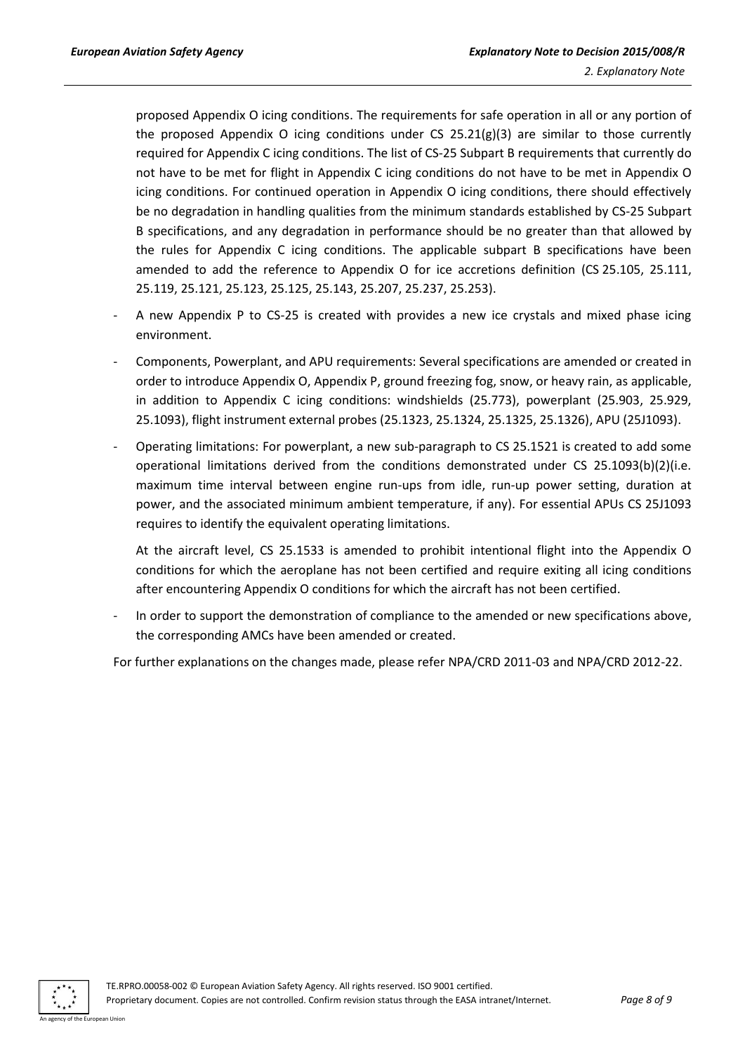proposed Appendix O icing conditions. The requirements for safe operation in all or any portion of the proposed Appendix O icing conditions under CS 25.21(g)(3) are similar to those currently required for Appendix C icing conditions. The list of CS-25 Subpart B requirements that currently do not have to be met for flight in Appendix C icing conditions do not have to be met in Appendix O icing conditions. For continued operation in Appendix O icing conditions, there should effectively be no degradation in handling qualities from the minimum standards established by CS-25 Subpart B specifications, and any degradation in performance should be no greater than that allowed by the rules for Appendix C icing conditions. The applicable subpart B specifications have been amended to add the reference to Appendix O for ice accretions definition (CS 25.105, 25.111, 25.119, 25.121, 25.123, 25.125, 25.143, 25.207, 25.237, 25.253).

- A new Appendix P to CS-25 is created with provides a new ice crystals and mixed phase icing environment.
- Components, Powerplant, and APU requirements: Several specifications are amended or created in order to introduce Appendix O, Appendix P, ground freezing fog, snow, or heavy rain, as applicable, in addition to Appendix C icing conditions: windshields (25.773), powerplant (25.903, 25.929, 25.1093), flight instrument external probes (25.1323, 25.1324, 25.1325, 25.1326), APU (25J1093).
- Operating limitations: For powerplant, a new sub-paragraph to CS 25.1521 is created to add some operational limitations derived from the conditions demonstrated under CS 25.1093(b)(2)(i.e. maximum time interval between engine run-ups from idle, run-up power setting, duration at power, and the associated minimum ambient temperature, if any). For essential APUs CS 25J1093 requires to identify the equivalent operating limitations.

  At the aircraft level, CS 25.1533 is amended to prohibit intentional flight into the Appendix O conditions for which the aeroplane has not been certified and require exiting all icing conditions after encountering Appendix O conditions for which the aircraft has not been certified.
- In order to support the demonstration of compliance to the amended or new specifications above, the corresponding AMCs have been amended or created.

For further explanations on the changes made, please refer NPA/CRD 2011-03 and NPA/CRD 2012-22.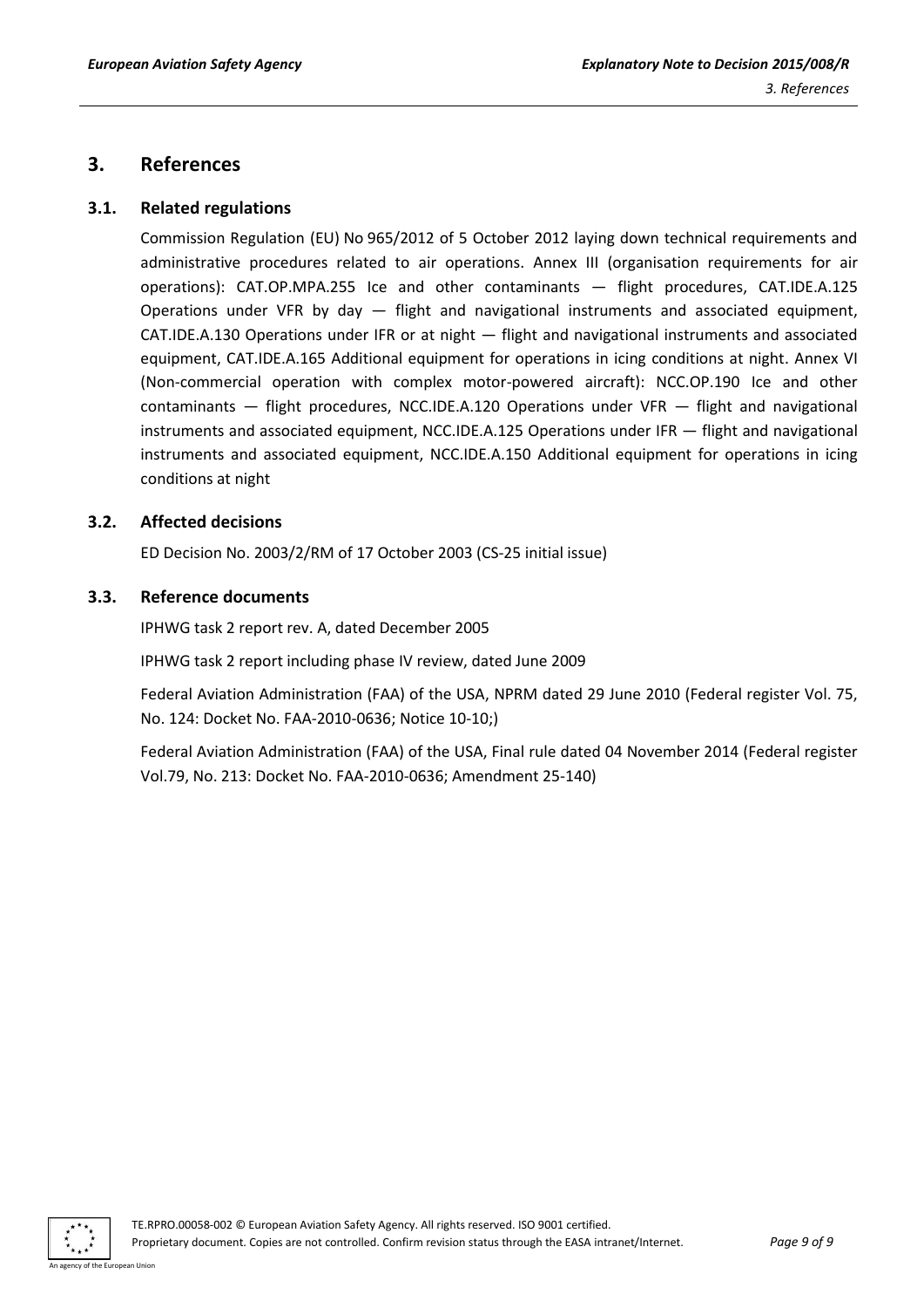# 3. References

## 3.1. Related regulations

Commission Regulation (EU) No 965/2012 of 5 October 2012 laying down technical requirements and administrative procedures related to air operations. Annex III (organisation requirements for air operations): CAT.OP.MPA.255 Ice and other contaminants — flight procedures, CAT.IDE.A.125 Operations under VFR by day — flight and navigational instruments and associated equipment, CAT.IDE.A.130 Operations under IFR or at night — flight and navigational instruments and associated equipment, CAT.IDE.A.165 Additional equipment for operations in icing conditions at night. Annex VI (Non-commercial operation with complex motor-powered aircraft): NCC.OP.190 Ice and other contaminants — flight procedures, NCC.IDE.A.120 Operations under VFR — flight and navigational instruments and associated equipment, NCC.IDE.A.125 Operations under IFR — flight and navigational instruments and associated equipment, NCC.IDE.A.150 Additional equipment for operations in icing conditions at night

## 3.2. Affected decisions

ED Decision No. 2003/2/RM of 17 October 2003 (CS-25 initial issue)

## 3.3. Reference documents

IPHWG task 2 report rev. A, dated December 2005

IPHWG task 2 report including phase IV review, dated June 2009

Federal Aviation Administration (FAA) of the USA, NPRM dated 29 June 2010 (Federal register Vol. 75, No. 124: Docket No. FAA-2010-0636; Notice 10-10;)

Federal Aviation Administration (FAA) of the USA, Final rule dated 04 November 2014 (Federal register Vol.79, No. 213: Docket No. FAA-2010-0636; Amendment 25-140)